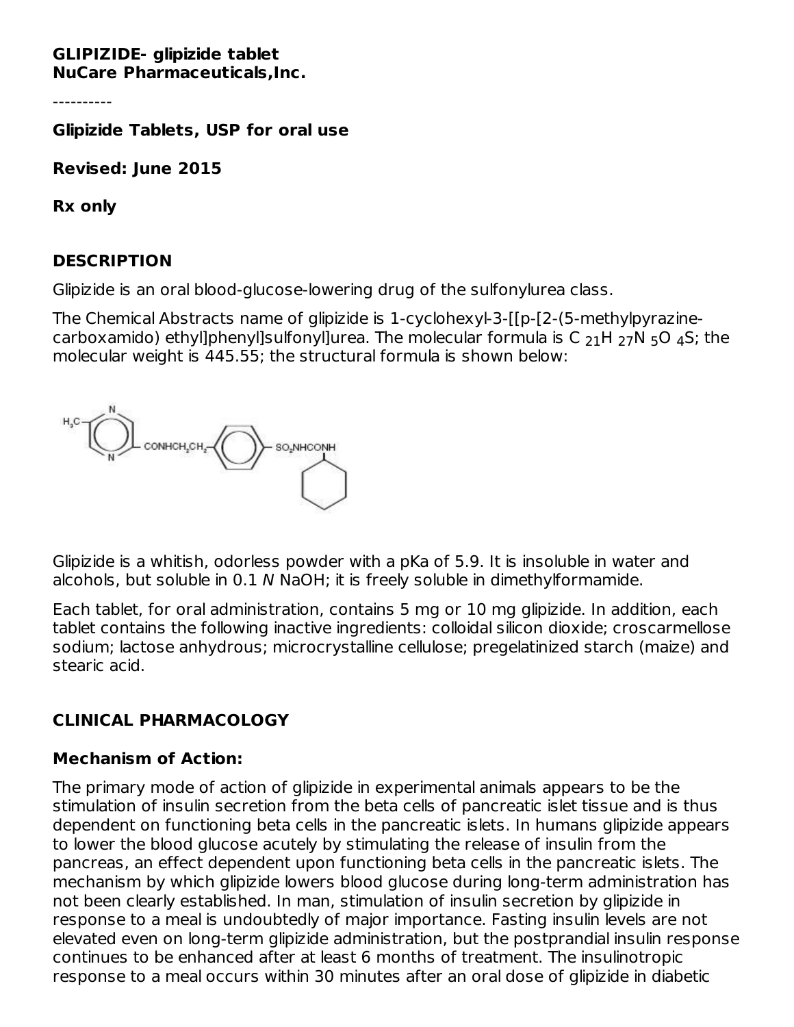**GLIPIZIDE- glipizide tablet**
**NuCare Pharmaceuticals,Inc.**

----------

**Glipizide Tablets, USP for oral use**

**Revised: June 2015**

**Rx only**

## DESCRIPTION

Glipizide is an oral blood-glucose-lowering drug of the sulfonylurea class.

The Chemical Abstracts name of glipizide is 1-cyclohexyl-3-[[p-[2-(5-methylpyrazine-carboxamido) ethyl]phenyl]sulfonyl]urea. The molecular formula is $C_{21}H_{27}N_5O_4S$; the molecular weight is 445.55; the structural formula is shown below:

Glipizide is a whitish, odorless powder with a pKa of 5.9. It is insoluble in water and alcohols, but soluble in 0.1 *N* NaOH; it is freely soluble in dimethylformamide.

Each tablet, for oral administration, contains 5 mg or 10 mg glipizide. In addition, each tablet contains the following inactive ingredients: colloidal silicon dioxide; croscarmellose sodium; lactose anhydrous; microcrystalline cellulose; pregelatinized starch (maize) and stearic acid.

## CLINICAL PHARMACOLOGY

### Mechanism of Action:

The primary mode of action of glipizide in experimental animals appears to be the stimulation of insulin secretion from the beta cells of pancreatic islet tissue and is thus dependent on functioning beta cells in the pancreatic islets. In humans glipizide appears to lower the blood glucose acutely by stimulating the release of insulin from the pancreas, an effect dependent upon functioning beta cells in the pancreatic islets. The mechanism by which glipizide lowers blood glucose during long-term administration has not been clearly established. In man, stimulation of insulin secretion by glipizide in response to a meal is undoubtedly of major importance. Fasting insulin levels are not elevated even on long-term glipizide administration, but the postprandial insulin response continues to be enhanced after at least 6 months of treatment. The insulinotropic response to a meal occurs within 30 minutes after an oral dose of glipizide in diabetic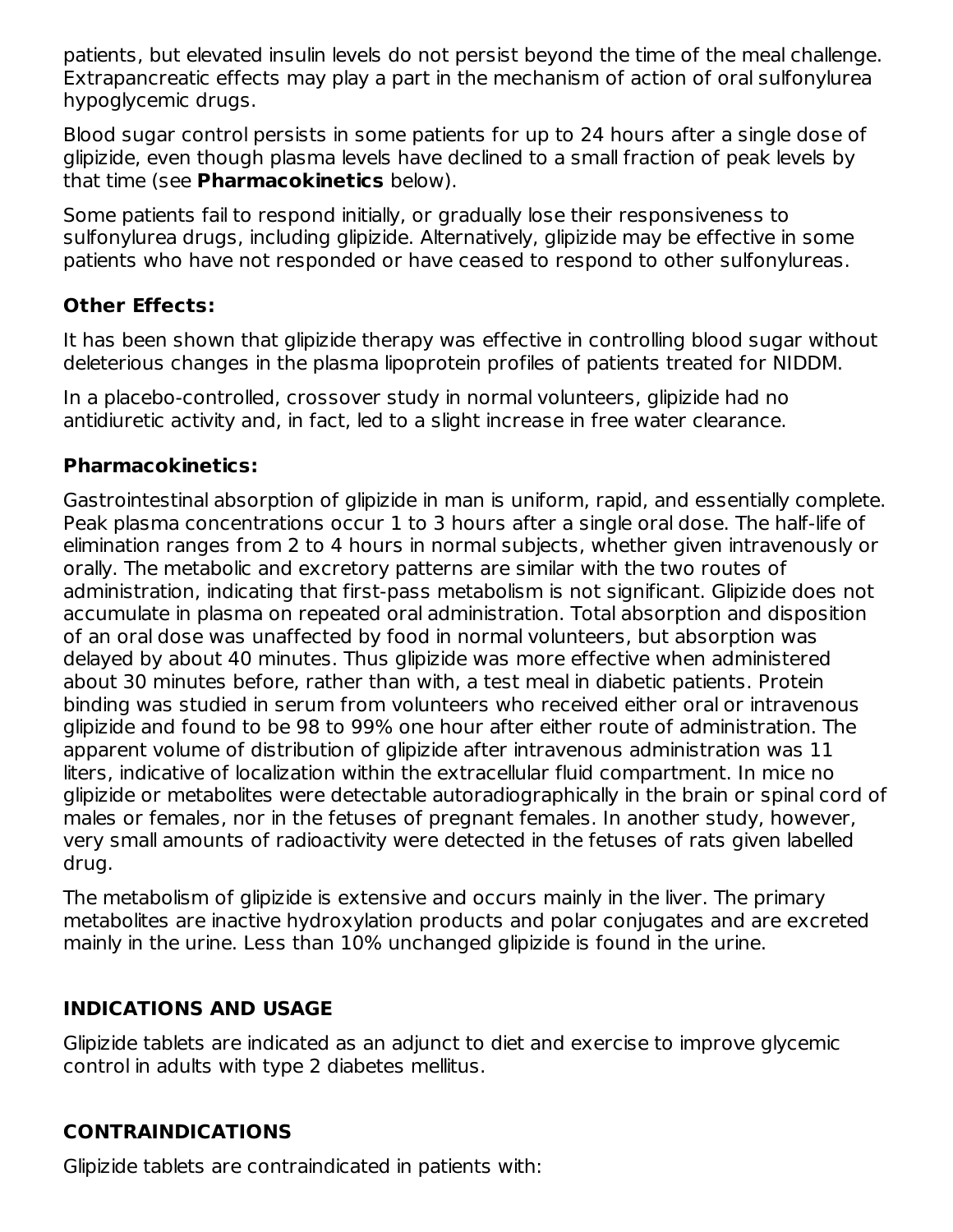patients, but elevated insulin levels do not persist beyond the time of the meal challenge. Extrapancreatic effects may play a part in the mechanism of action of oral sulfonylurea hypoglycemic drugs.

Blood sugar control persists in some patients for up to 24 hours after a single dose of glipizide, even though plasma levels have declined to a small fraction of peak levels by that time (see **Pharmacokinetics** below).

Some patients fail to respond initially, or gradually lose their responsiveness to sulfonylurea drugs, including glipizide. Alternatively, glipizide may be effective in some patients who have not responded or have ceased to respond to other sulfonylureas.

### Other Effects:

It has been shown that glipizide therapy was effective in controlling blood sugar without deleterious changes in the plasma lipoprotein profiles of patients treated for NIDDM.

In a placebo-controlled, crossover study in normal volunteers, glipizide had no antidiuretic activity and, in fact, led to a slight increase in free water clearance.

### Pharmacokinetics:

Gastrointestinal absorption of glipizide in man is uniform, rapid, and essentially complete. Peak plasma concentrations occur 1 to 3 hours after a single oral dose. The half-life of elimination ranges from 2 to 4 hours in normal subjects, whether given intravenously or orally. The metabolic and excretory patterns are similar with the two routes of administration, indicating that first-pass metabolism is not significant. Glipizide does not accumulate in plasma on repeated oral administration. Total absorption and disposition of an oral dose was unaffected by food in normal volunteers, but absorption was delayed by about 40 minutes. Thus glipizide was more effective when administered about 30 minutes before, rather than with, a test meal in diabetic patients. Protein binding was studied in serum from volunteers who received either oral or intravenous glipizide and found to be 98 to 99% one hour after either route of administration. The apparent volume of distribution of glipizide after intravenous administration was 11 liters, indicative of localization within the extracellular fluid compartment. In mice no glipizide or metabolites were detectable autoradiographically in the brain or spinal cord of males or females, nor in the fetuses of pregnant females. In another study, however, very small amounts of radioactivity were detected in the fetuses of rats given labelled drug.

The metabolism of glipizide is extensive and occurs mainly in the liver. The primary metabolites are inactive hydroxylation products and polar conjugates and are excreted mainly in the urine. Less than 10% unchanged glipizide is found in the urine.

## INDICATIONS AND USAGE

Glipizide tablets are indicated as an adjunct to diet and exercise to improve glycemic control in adults with type 2 diabetes mellitus.

## CONTRAINDICATIONS

Glipizide tablets are contraindicated in patients with: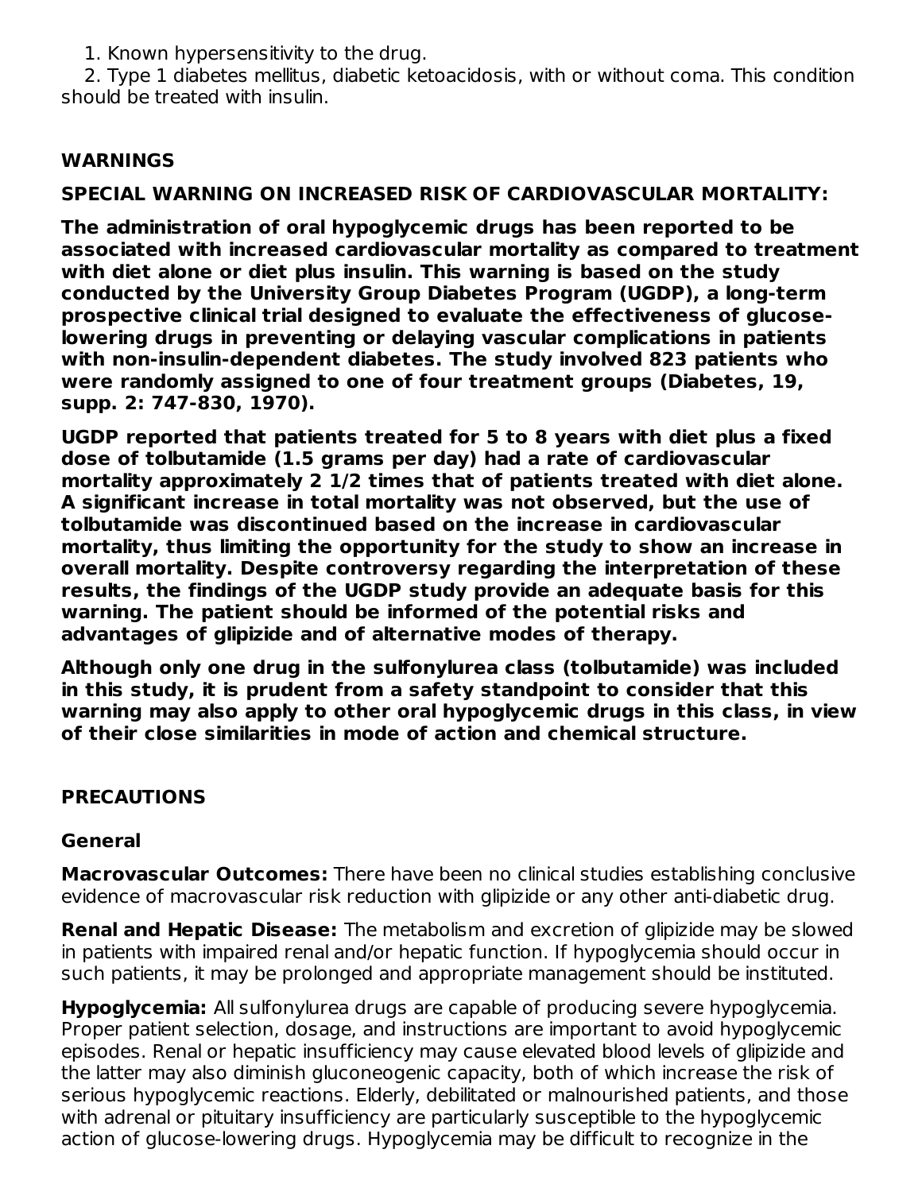1. Known hypersensitivity to the drug.
2. Type 1 diabetes mellitus, diabetic ketoacidosis, with or without coma. This condition should be treated with insulin.

## WARNINGS

**SPECIAL WARNING ON INCREASED RISK OF CARDIOVASCULAR MORTALITY:**

**The administration of oral hypoglycemic drugs has been reported to be associated with increased cardiovascular mortality as compared to treatment with diet alone or diet plus insulin. This warning is based on the study conducted by the University Group Diabetes Program (UGDP), a long-term prospective clinical trial designed to evaluate the effectiveness of glucose-lowering drugs in preventing or delaying vascular complications in patients with non-insulin-dependent diabetes. The study involved 823 patients who were randomly assigned to one of four treatment groups (Diabetes, 19, supp. 2: 747-830, 1970).**

**UGDP reported that patients treated for 5 to 8 years with diet plus a fixed dose of tolbutamide (1.5 grams per day) had a rate of cardiovascular mortality approximately 2 1/2 times that of patients treated with diet alone. A significant increase in total mortality was not observed, but the use of tolbutamide was discontinued based on the increase in cardiovascular mortality, thus limiting the opportunity for the study to show an increase in overall mortality. Despite controversy regarding the interpretation of these results, the findings of the UGDP study provide an adequate basis for this warning. The patient should be informed of the potential risks and advantages of glipizide and of alternative modes of therapy.**

**Although only one drug in the sulfonylurea class (tolbutamide) was included in this study, it is prudent from a safety standpoint to consider that this warning may also apply to other oral hypoglycemic drugs in this class, in view of their close similarities in mode of action and chemical structure.**

## PRECAUTIONS

### General

**Macrovascular Outcomes:** There have been no clinical studies establishing conclusive evidence of macrovascular risk reduction with glipizide or any other anti-diabetic drug.

**Renal and Hepatic Disease:** The metabolism and excretion of glipizide may be slowed in patients with impaired renal and/or hepatic function. If hypoglycemia should occur in such patients, it may be prolonged and appropriate management should be instituted.

**Hypoglycemia:** All sulfonylurea drugs are capable of producing severe hypoglycemia. Proper patient selection, dosage, and instructions are important to avoid hypoglycemic episodes. Renal or hepatic insufficiency may cause elevated blood levels of glipizide and the latter may also diminish gluconeogenic capacity, both of which increase the risk of serious hypoglycemic reactions. Elderly, debilitated or malnourished patients, and those with adrenal or pituitary insufficiency are particularly susceptible to the hypoglycemic action of glucose-lowering drugs. Hypoglycemia may be difficult to recognize in the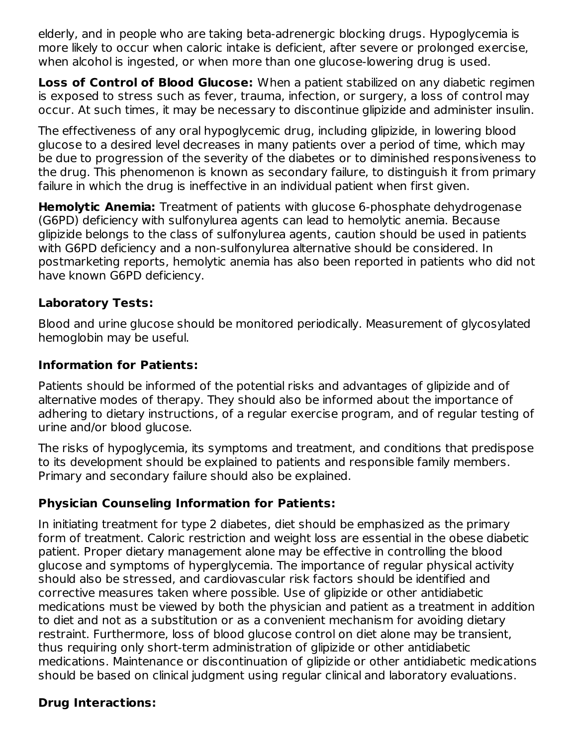elderly, and in people who are taking beta-adrenergic blocking drugs. Hypoglycemia is more likely to occur when caloric intake is deficient, after severe or prolonged exercise, when alcohol is ingested, or when more than one glucose-lowering drug is used.

**Loss of Control of Blood Glucose:** When a patient stabilized on any diabetic regimen is exposed to stress such as fever, trauma, infection, or surgery, a loss of control may occur. At such times, it may be necessary to discontinue glipizide and administer insulin.

The effectiveness of any oral hypoglycemic drug, including glipizide, in lowering blood glucose to a desired level decreases in many patients over a period of time, which may be due to progression of the severity of the diabetes or to diminished responsiveness to the drug. This phenomenon is known as secondary failure, to distinguish it from primary failure in which the drug is ineffective in an individual patient when first given.

**Hemolytic Anemia:** Treatment of patients with glucose 6-phosphate dehydrogenase (G6PD) deficiency with sulfonylurea agents can lead to hemolytic anemia. Because glipizide belongs to the class of sulfonylurea agents, caution should be used in patients with G6PD deficiency and a non-sulfonylurea alternative should be considered. In postmarketing reports, hemolytic anemia has also been reported in patients who did not have known G6PD deficiency.

### Laboratory Tests:

Blood and urine glucose should be monitored periodically. Measurement of glycosylated hemoglobin may be useful.

### Information for Patients:

Patients should be informed of the potential risks and advantages of glipizide and of alternative modes of therapy. They should also be informed about the importance of adhering to dietary instructions, of a regular exercise program, and of regular testing of urine and/or blood glucose.

The risks of hypoglycemia, its symptoms and treatment, and conditions that predispose to its development should be explained to patients and responsible family members. Primary and secondary failure should also be explained.

### Physician Counseling Information for Patients:

In initiating treatment for type 2 diabetes, diet should be emphasized as the primary form of treatment. Caloric restriction and weight loss are essential in the obese diabetic patient. Proper dietary management alone may be effective in controlling the blood glucose and symptoms of hyperglycemia. The importance of regular physical activity should also be stressed, and cardiovascular risk factors should be identified and corrective measures taken where possible. Use of glipizide or other antidiabetic medications must be viewed by both the physician and patient as a treatment in addition to diet and not as a substitution or as a convenient mechanism for avoiding dietary restraint. Furthermore, loss of blood glucose control on diet alone may be transient, thus requiring only short-term administration of glipizide or other antidiabetic medications. Maintenance or discontinuation of glipizide or other antidiabetic medications should be based on clinical judgment using regular clinical and laboratory evaluations.

### Drug Interactions: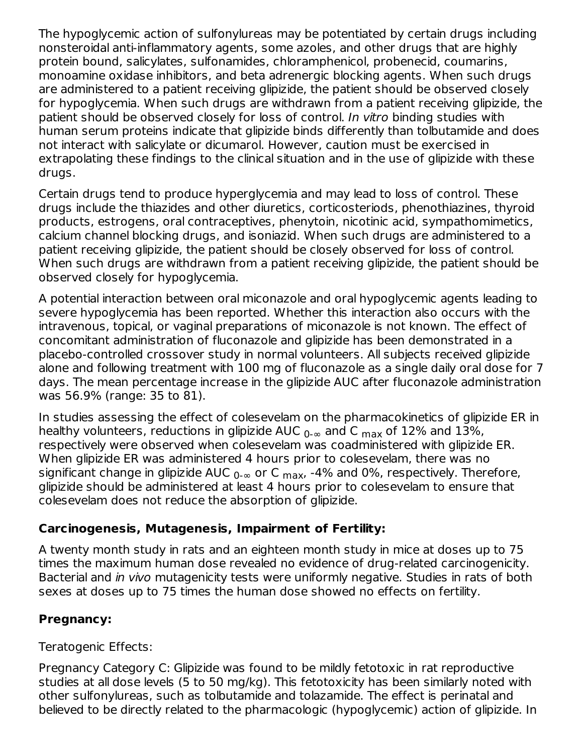The hypoglycemic action of sulfonylureas may be potentiated by certain drugs including nonsteroidal anti-inflammatory agents, some azoles, and other drugs that are highly protein bound, salicylates, sulfonamides, chloramphenicol, probenecid, coumarins, monoamine oxidase inhibitors, and beta adrenergic blocking agents. When such drugs are administered to a patient receiving glipizide, the patient should be observed closely for hypoglycemia. When such drugs are withdrawn from a patient receiving glipizide, the patient should be observed closely for loss of control. *In vitro* binding studies with human serum proteins indicate that glipizide binds differently than tolbutamide and does not interact with salicylate or dicumarol. However, caution must be exercised in extrapolating these findings to the clinical situation and in the use of glipizide with these drugs.

Certain drugs tend to produce hyperglycemia and may lead to loss of control. These drugs include the thiazides and other diuretics, corticosteriods, phenothiazines, thyroid products, estrogens, oral contraceptives, phenytoin, nicotinic acid, sympathomimetics, calcium channel blocking drugs, and isoniazid. When such drugs are administered to a patient receiving glipizide, the patient should be closely observed for loss of control. When such drugs are withdrawn from a patient receiving glipizide, the patient should be observed closely for hypoglycemia.

A potential interaction between oral miconazole and oral hypoglycemic agents leading to severe hypoglycemia has been reported. Whether this interaction also occurs with the intravenous, topical, or vaginal preparations of miconazole is not known. The effect of concomitant administration of fluconazole and glipizide has been demonstrated in a placebo-controlled crossover study in normal volunteers. All subjects received glipizide alone and following treatment with 100 mg of fluconazole as a single daily oral dose for 7 days. The mean percentage increase in the glipizide AUC after fluconazole administration was 56.9% (range: 35 to 81).

In studies assessing the effect of colesevelam on the pharmacokinetics of glipizide ER in healthy volunteers, reductions in glipizide $AUC_{0-\infty}$ and $C_{max}$ of 12% and 13%, respectively were observed when colesevelam was coadministered with glipizide ER. When glipizide ER was administered 4 hours prior to colesevelam, there was no significant change in glipizide $AUC_{0-\infty}$ or $C_{max}$, -4% and 0%, respectively. Therefore, glipizide should be administered at least 4 hours prior to colesevelam to ensure that colesevelam does not reduce the absorption of glipizide.

**Carcinogenesis, Mutagenesis, Impairment of Fertility:**

A twenty month study in rats and an eighteen month study in mice at doses up to 75 times the maximum human dose revealed no evidence of drug-related carcinogenicity. Bacterial and *in vivo* mutagenicity tests were uniformly negative. Studies in rats of both sexes at doses up to 75 times the human dose showed no effects on fertility.

**Pregnancy:**

Teratogenic Effects:

Pregnancy Category C: Glipizide was found to be mildly fetotoxic in rat reproductive studies at all dose levels (5 to 50 mg/kg). This fetotoxicity has been similarly noted with other sulfonylureas, such as tolbutamide and tolazamide. The effect is perinatal and believed to be directly related to the pharmacologic (hypoglycemic) action of glipizide. In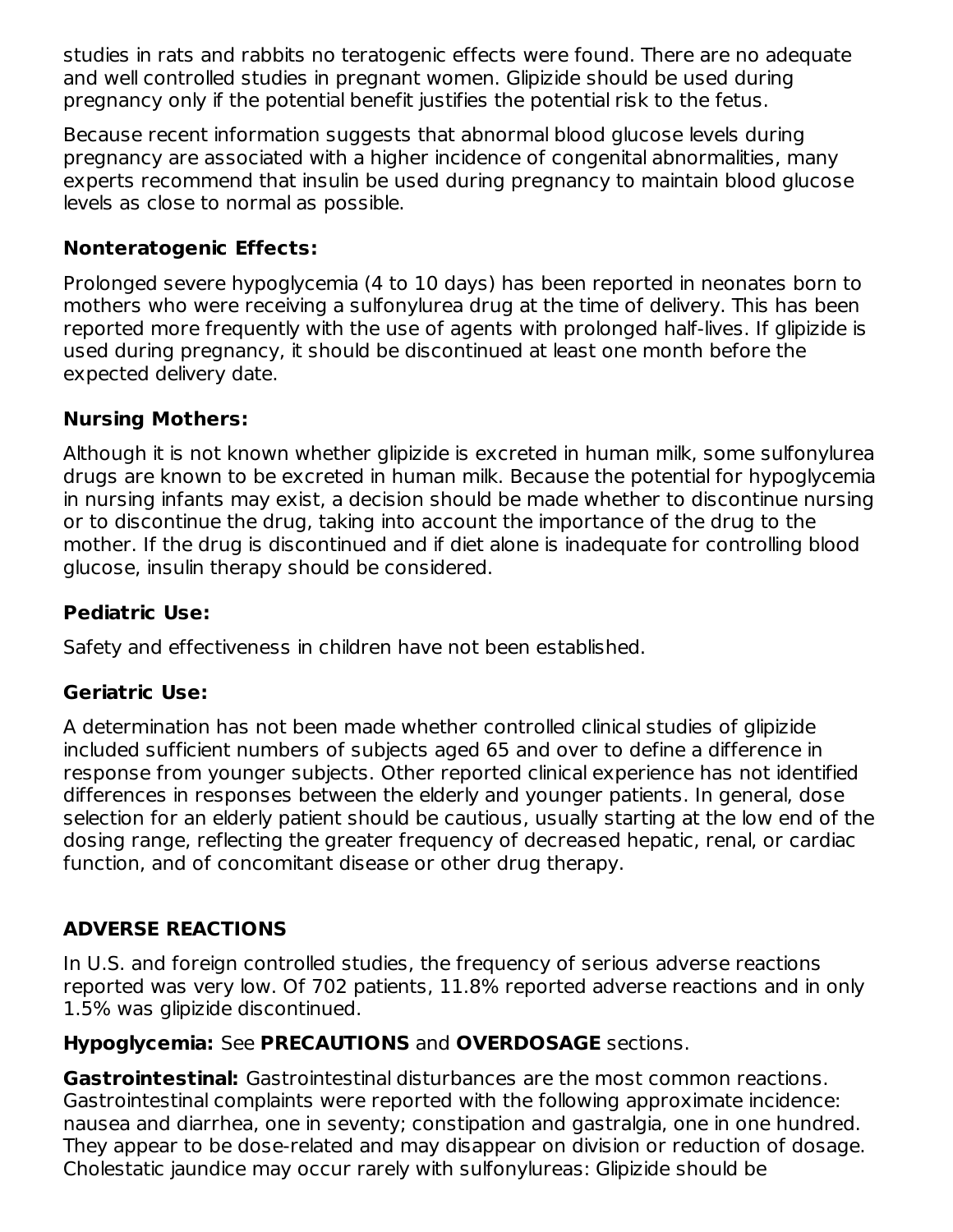studies in rats and rabbits no teratogenic effects were found. There are no adequate and well controlled studies in pregnant women. Glipizide should be used during pregnancy only if the potential benefit justifies the potential risk to the fetus.

Because recent information suggests that abnormal blood glucose levels during pregnancy are associated with a higher incidence of congenital abnormalities, many experts recommend that insulin be used during pregnancy to maintain blood glucose levels as close to normal as possible.

### Nonteratogenic Effects:

Prolonged severe hypoglycemia (4 to 10 days) has been reported in neonates born to mothers who were receiving a sulfonylurea drug at the time of delivery. This has been reported more frequently with the use of agents with prolonged half-lives. If glipizide is used during pregnancy, it should be discontinued at least one month before the expected delivery date.

### Nursing Mothers:

Although it is not known whether glipizide is excreted in human milk, some sulfonylurea drugs are known to be excreted in human milk. Because the potential for hypoglycemia in nursing infants may exist, a decision should be made whether to discontinue nursing or to discontinue the drug, taking into account the importance of the drug to the mother. If the drug is discontinued and if diet alone is inadequate for controlling blood glucose, insulin therapy should be considered.

### Pediatric Use:

Safety and effectiveness in children have not been established.

### Geriatric Use:

A determination has not been made whether controlled clinical studies of glipizide included sufficient numbers of subjects aged 65 and over to define a difference in response from younger subjects. Other reported clinical experience has not identified differences in responses between the elderly and younger patients. In general, dose selection for an elderly patient should be cautious, usually starting at the low end of the dosing range, reflecting the greater frequency of decreased hepatic, renal, or cardiac function, and of concomitant disease or other drug therapy.

## ADVERSE REACTIONS

In U.S. and foreign controlled studies, the frequency of serious adverse reactions reported was very low. Of 702 patients, 11.8% reported adverse reactions and in only 1.5% was glipizide discontinued.

**Hypoglycemia:** See **PRECAUTIONS** and **OVERDOSAGE** sections.

**Gastrointestinal:** Gastrointestinal disturbances are the most common reactions. Gastrointestinal complaints were reported with the following approximate incidence: nausea and diarrhea, one in seventy; constipation and gastralgia, one in one hundred. They appear to be dose-related and may disappear on division or reduction of dosage. Cholestatic jaundice may occur rarely with sulfonylureas: Glipizide should be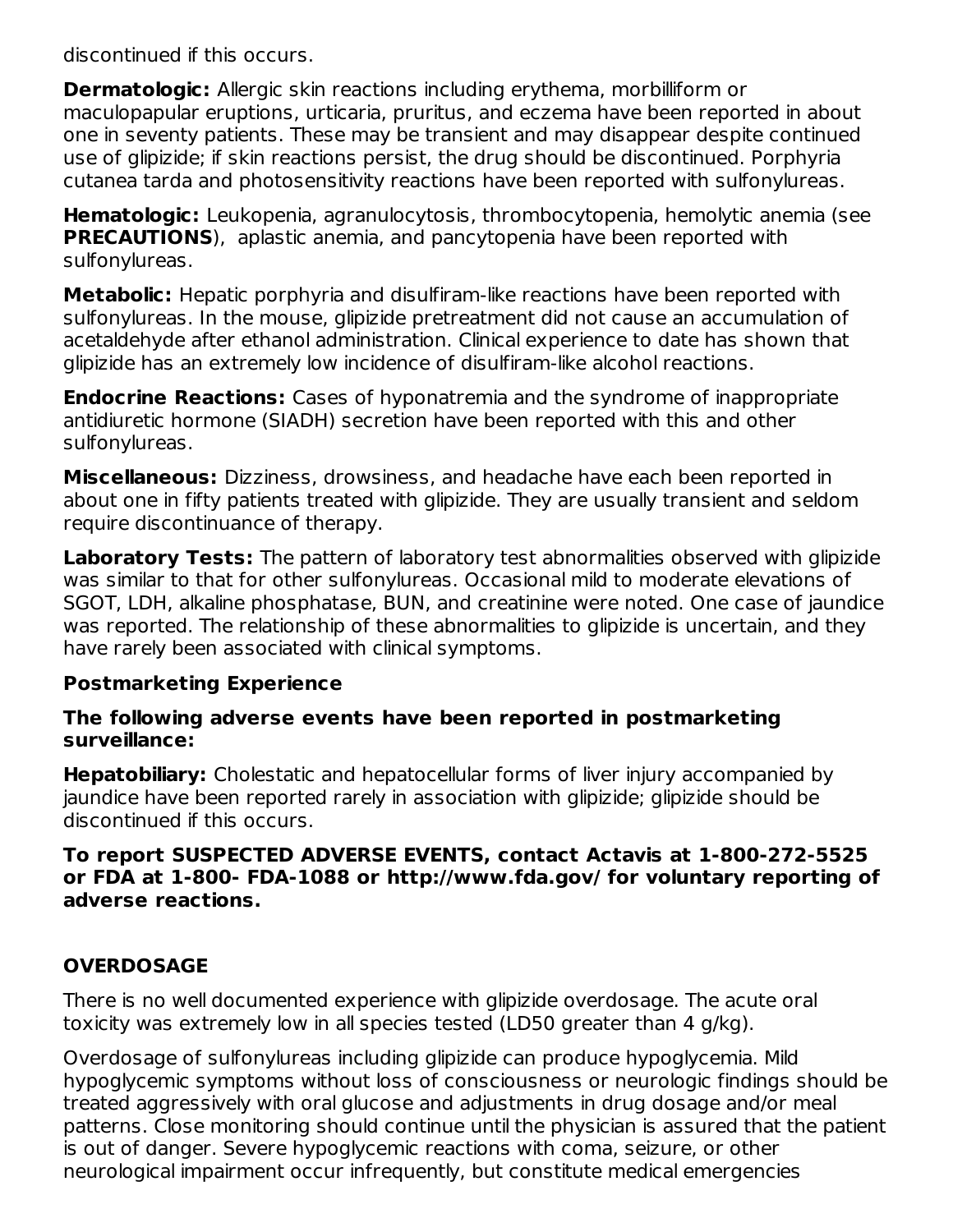discontinued if this occurs.

**Dermatologic:** Allergic skin reactions including erythema, morbilliform or maculopapular eruptions, urticaria, pruritus, and eczema have been reported in about one in seventy patients. These may be transient and may disappear despite continued use of glipizide; if skin reactions persist, the drug should be discontinued. Porphyria cutanea tarda and photosensitivity reactions have been reported with sulfonylureas.

**Hematologic:** Leukopenia, agranulocytosis, thrombocytopenia, hemolytic anemia (see **PRECAUTIONS**), aplastic anemia, and pancytopenia have been reported with sulfonylureas.

**Metabolic:** Hepatic porphyria and disulfiram-like reactions have been reported with sulfonylureas. In the mouse, glipizide pretreatment did not cause an accumulation of acetaldehyde after ethanol administration. Clinical experience to date has shown that glipizide has an extremely low incidence of disulfiram-like alcohol reactions.

**Endocrine Reactions:** Cases of hyponatremia and the syndrome of inappropriate antidiuretic hormone (SIADH) secretion have been reported with this and other sulfonylureas.

**Miscellaneous:** Dizziness, drowsiness, and headache have each been reported in about one in fifty patients treated with glipizide. They are usually transient and seldom require discontinuance of therapy.

**Laboratory Tests:** The pattern of laboratory test abnormalities observed with glipizide was similar to that for other sulfonylureas. Occasional mild to moderate elevations of SGOT, LDH, alkaline phosphatase, BUN, and creatinine were noted. One case of jaundice was reported. The relationship of these abnormalities to glipizide is uncertain, and they have rarely been associated with clinical symptoms.

### Postmarketing Experience

**The following adverse events have been reported in postmarketing surveillance:**

**Hepatobiliary:** Cholestatic and hepatocellular forms of liver injury accompanied by jaundice have been reported rarely in association with glipizide; glipizide should be discontinued if this occurs.

**To report SUSPECTED ADVERSE EVENTS, contact Actavis at 1-800-272-5525 or FDA at 1-800- FDA-1088 or http://www.fda.gov/ for voluntary reporting of adverse reactions.**

## OVERDOSAGE

There is no well documented experience with glipizide overdosage. The acute oral toxicity was extremely low in all species tested (LD50 greater than 4 g/kg).

Overdosage of sulfonylureas including glipizide can produce hypoglycemia. Mild hypoglycemic symptoms without loss of consciousness or neurologic findings should be treated aggressively with oral glucose and adjustments in drug dosage and/or meal patterns. Close monitoring should continue until the physician is assured that the patient is out of danger. Severe hypoglycemic reactions with coma, seizure, or other neurological impairment occur infrequently, but constitute medical emergencies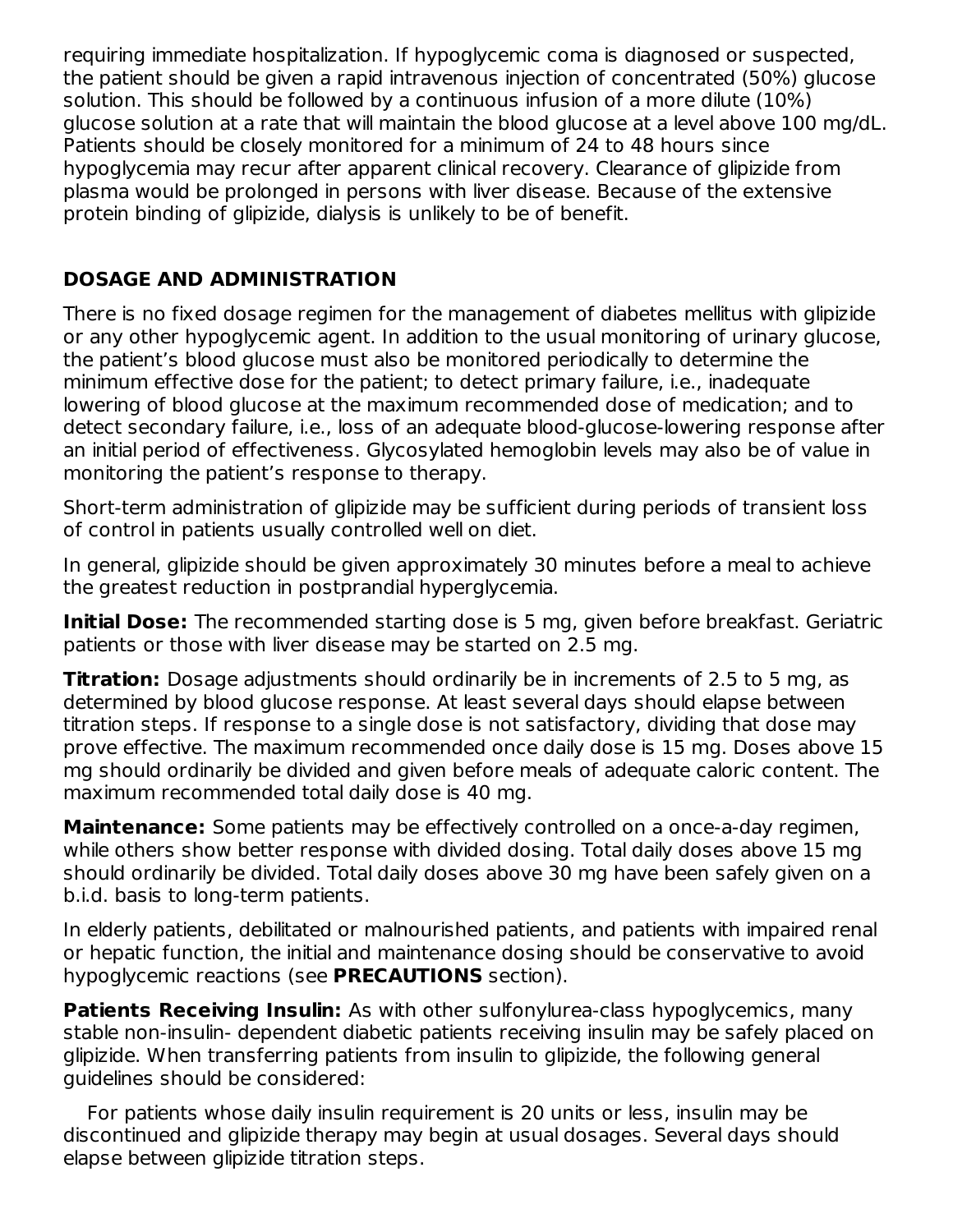requiring immediate hospitalization. If hypoglycemic coma is diagnosed or suspected, the patient should be given a rapid intravenous injection of concentrated (50%) glucose solution. This should be followed by a continuous infusion of a more dilute (10%) glucose solution at a rate that will maintain the blood glucose at a level above 100 mg/dL. Patients should be closely monitored for a minimum of 24 to 48 hours since hypoglycemia may recur after apparent clinical recovery. Clearance of glipizide from plasma would be prolonged in persons with liver disease. Because of the extensive protein binding of glipizide, dialysis is unlikely to be of benefit.

## DOSAGE AND ADMINISTRATION

There is no fixed dosage regimen for the management of diabetes mellitus with glipizide or any other hypoglycemic agent. In addition to the usual monitoring of urinary glucose, the patient's blood glucose must also be monitored periodically to determine the minimum effective dose for the patient; to detect primary failure, i.e., inadequate lowering of blood glucose at the maximum recommended dose of medication; and to detect secondary failure, i.e., loss of an adequate blood-glucose-lowering response after an initial period of effectiveness. Glycosylated hemoglobin levels may also be of value in monitoring the patient's response to therapy.

Short-term administration of glipizide may be sufficient during periods of transient loss of control in patients usually controlled well on diet.

In general, glipizide should be given approximately 30 minutes before a meal to achieve the greatest reduction in postprandial hyperglycemia.

**Initial Dose:** The recommended starting dose is 5 mg, given before breakfast. Geriatric patients or those with liver disease may be started on 2.5 mg.

**Titration:** Dosage adjustments should ordinarily be in increments of 2.5 to 5 mg, as determined by blood glucose response. At least several days should elapse between titration steps. If response to a single dose is not satisfactory, dividing that dose may prove effective. The maximum recommended once daily dose is 15 mg. Doses above 15 mg should ordinarily be divided and given before meals of adequate caloric content. The maximum recommended total daily dose is 40 mg.

**Maintenance:** Some patients may be effectively controlled on a once-a-day regimen, while others show better response with divided dosing. Total daily doses above 15 mg should ordinarily be divided. Total daily doses above 30 mg have been safely given on a b.i.d. basis to long-term patients.

In elderly patients, debilitated or malnourished patients, and patients with impaired renal or hepatic function, the initial and maintenance dosing should be conservative to avoid hypoglycemic reactions (see **PRECAUTIONS** section).

**Patients Receiving Insulin:** As with other sulfonylurea-class hypoglycemics, many stable non-insulin- dependent diabetic patients receiving insulin may be safely placed on glipizide. When transferring patients from insulin to glipizide, the following general guidelines should be considered:

For patients whose daily insulin requirement is 20 units or less, insulin may be discontinued and glipizide therapy may begin at usual dosages. Several days should elapse between glipizide titration steps.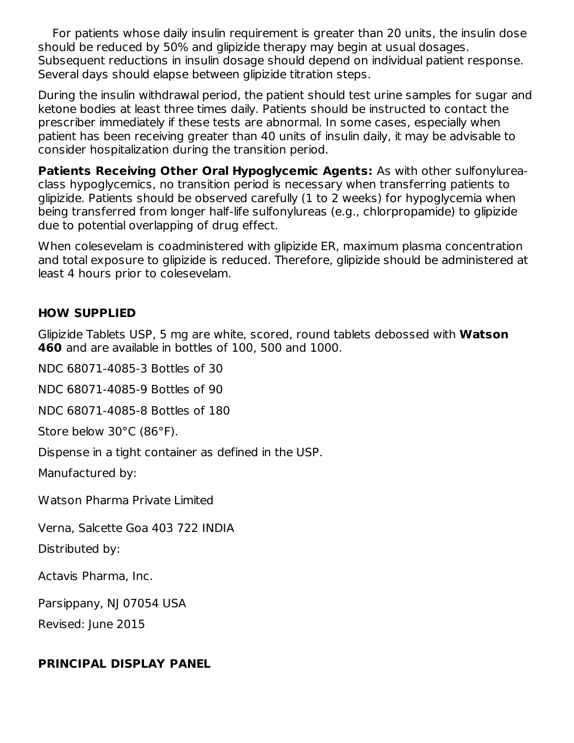For patients whose daily insulin requirement is greater than 20 units, the insulin dose should be reduced by 50% and glipizide therapy may begin at usual dosages. Subsequent reductions in insulin dosage should depend on individual patient response. Several days should elapse between glipizide titration steps.

During the insulin withdrawal period, the patient should test urine samples for sugar and ketone bodies at least three times daily. Patients should be instructed to contact the prescriber immediately if these tests are abnormal. In some cases, especially when patient has been receiving greater than 40 units of insulin daily, it may be advisable to consider hospitalization during the transition period.

**Patients Receiving Other Oral Hypoglycemic Agents:** As with other sulfonylurea-class hypoglycemics, no transition period is necessary when transferring patients to glipizide. Patients should be observed carefully (1 to 2 weeks) for hypoglycemia when being transferred from longer half-life sulfonylureas (e.g., chlorpropamide) to glipizide due to potential overlapping of drug effect.

When colesevelam is coadministered with glipizide ER, maximum plasma concentration and total exposure to glipizide is reduced. Therefore, glipizide should be administered at least 4 hours prior to colesevelam.

## HOW SUPPLIED

Glipizide Tablets USP, 5 mg are white, scored, round tablets debossed with **Watson 460** and are available in bottles of 100, 500 and 1000.

NDC 68071-4085-3 Bottles of 30

NDC 68071-4085-9 Bottles of 90

NDC 68071-4085-8 Bottles of 180

Store below 30°C (86°F).

Dispense in a tight container as defined in the USP.

Manufactured by:

Watson Pharma Private Limited

Verna, Salcette Goa 403 722 INDIA

Distributed by:

Actavis Pharma, Inc.

Parsippany, NJ 07054 USA

Revised: June 2015

## PRINCIPAL DISPLAY PANEL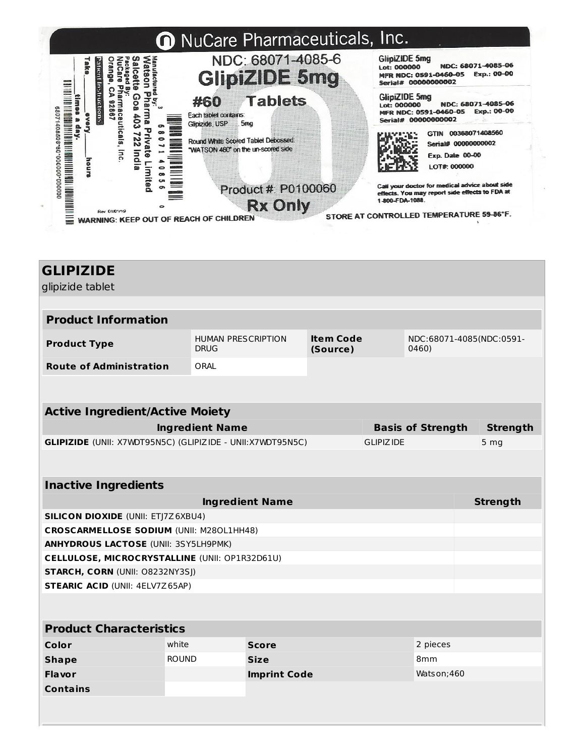NuCare Pharmaceuticals, Inc.

NDC: 68071-4085-6

**GlipiZIDE 5mg**

**#60 Tablets**

Each tablet contains:
Glipizide, USP 5mg

Round White Scored Tablet Debossed "WATSON 460" on the un-scored side

Product #: P0100060

**Rx Only**

Manufactured by:
Watson Pharma Private Limited
Salcete Goa 403 722 India
Packaged By:
NuCare Pharmaceuticals, Inc.
Orange, CA 92867

Patient Instructions
Take ____ every ____ hours
____ times a day.

Rev 01/01/19

WARNING: KEEP OUT OF REACH OF CHILDREN

GlipiZIDE 5mg
Lot: 000000 NDC: 68071-4085-06
MFR NDC: 0591-0460-05 Exp.: 00-00
Serial# 00000000002

GlipiZIDE 5mg
Lot: 000000 NDC: 68071-4085-06
MFR NDC: 0591-0460-05 Exp.: 00-00
Serial# 00000000002

GTIN 00368071408560
Serial# 00000000002
Exp. Date 00-00
LOT#: 000000

Call your doctor for medical advice about side effects. You may report side effects to FDA at 1-800-FDA-1088.

STORE AT CONTROLLED TEMPERATURE 59-86°F.

# GLIPIZIDE

glipizide tablet

| Product Information | | | |
|---|---|---|---|
| **Product Type** | HUMAN PRESCRIPTION DRUG | **Item Code (Source)** | NDC:68071-4085(NDC:0591-0460) |
| **Route of Administration** | ORAL | | |

| Active Ingredient/Active Moiety | | |
|---|---|---|
| **Ingredient Name** | **Basis of Strength** | **Strength** |
| **GLIPIZIDE** (UNII: X7WDT95N5C) (GLIPIZIDE - UNII:X7WDT95N5C) | GLIPIZIDE | 5 mg |

| Inactive Ingredients | |
|---|---|
| **Ingredient Name** | **Strength** |
| **SILICON DIOXIDE** (UNII: ETJ7Z6XBU4) | |
| **CROSCARMELLOSE SODIUM** (UNII: M28OL1HH48) | |
| **ANHYDROUS LACTOSE** (UNII: 3SY5LH9PMK) | |
| **CELLULOSE, MICROCRYSTALLINE** (UNII: OP1R32D61U) | |
| **STARCH, CORN** (UNII: O8232NY3SJ) | |
| **STEARIC ACID** (UNII: 4ELV7Z65AP) | |

| Product Characteristics | | | |
|---|---|---|---|
| **Color** | white | **Score** | 2 pieces |
| **Shape** | ROUND | **Size** | 8mm |
| **Flavor** | | **Imprint Code** | Watson;460 |
| **Contains** | | | |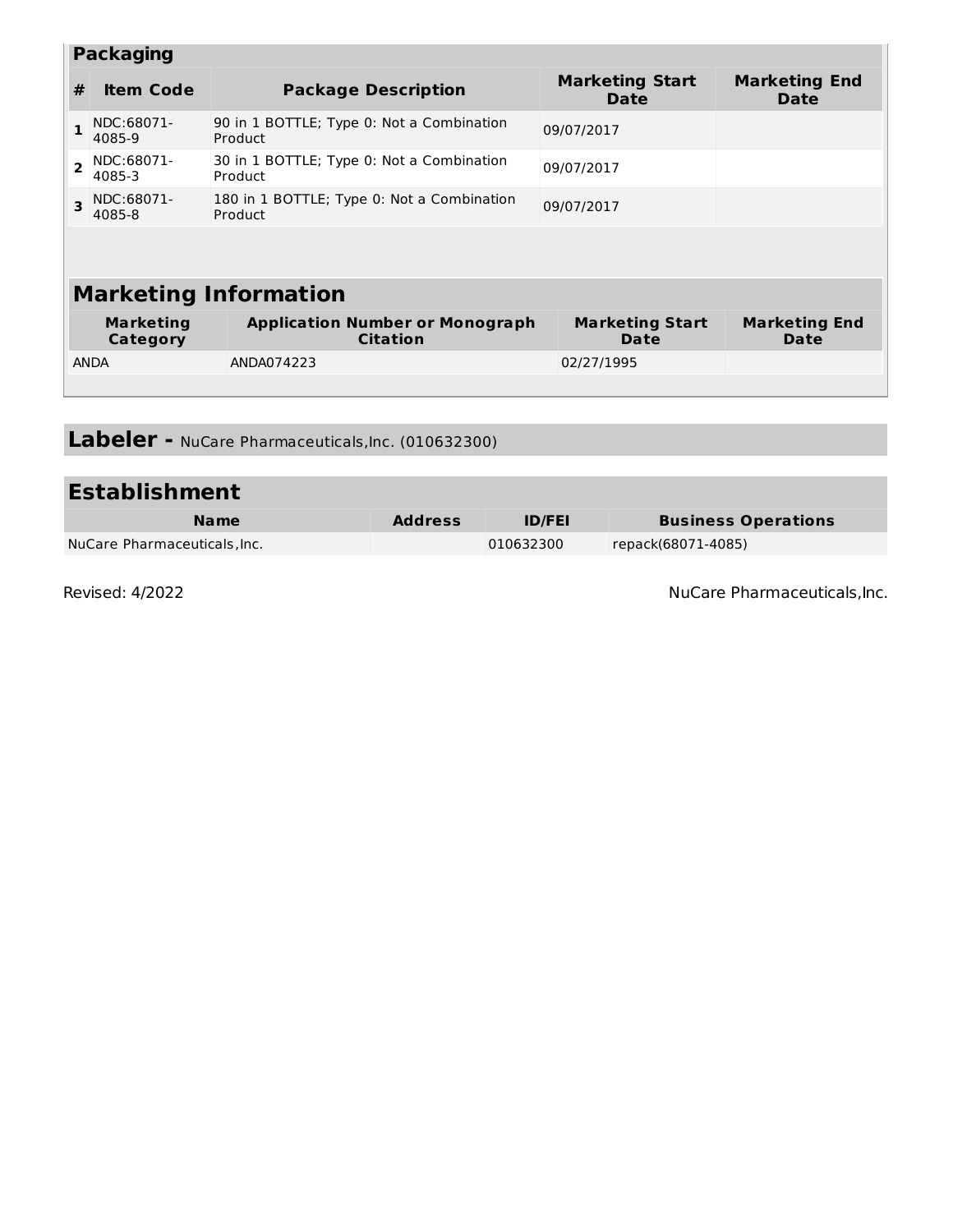### Packaging

| # | Item Code | Package Description | Marketing Start Date | Marketing End Date |
|---|---|---|---|---|
| 1 | NDC:68071-4085-9 | 90 in 1 BOTTLE; Type 0: Not a Combination Product | 09/07/2017 | |
| 2 | NDC:68071-4085-3 | 30 in 1 BOTTLE; Type 0: Not a Combination Product | 09/07/2017 | |
| 3 | NDC:68071-4085-8 | 180 in 1 BOTTLE; Type 0: Not a Combination Product | 09/07/2017 | |

### Marketing Information

| Marketing Category | Application Number or Monograph Citation | Marketing Start Date | Marketing End Date |
|---|---|---|---|
| ANDA | ANDA074223 | 02/27/1995 | |

## Labeler - NuCare Pharmaceuticals,Inc. (010632300)

## Establishment

| Name | Address | ID/FEI | Business Operations |
|---|---|---|---|
| NuCare Pharmaceuticals,Inc. | | 010632300 | repack(68071-4085) |

Revised: 4/2022

NuCare Pharmaceuticals,Inc.